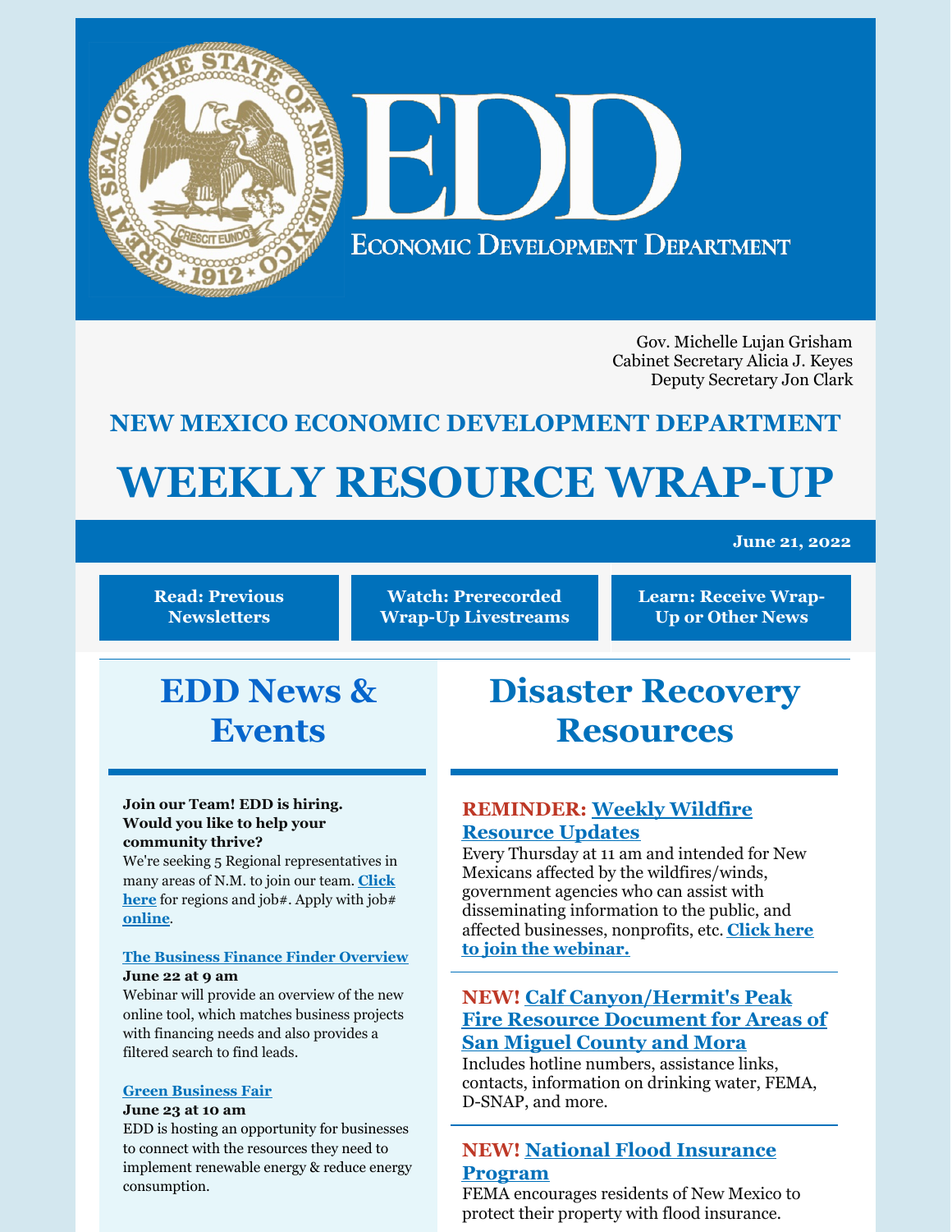# EDD

**Economic Development Department**

Gov. Michelle Lujan Grisham
Cabinet Secretary Alicia J. Keyes
Deputy Secretary Jon Clark

## NEW MEXICO ECONOMIC DEVELOPMENT DEPARTMENT

# WEEKLY RESOURCE WRAP-UP

**June 21, 2022**

**Read: Previous Newsletters** | **Watch: Prerecorded Wrap-Up Livestreams** | **Learn: Receive Wrap-Up or Other News**

## EDD News & Events

**Join our Team! EDD is hiring. Would you like to help your community thrive?**
We're seeking 5 Regional representatives in many areas of N.M. to join our team. **Click here** for regions and job#. Apply with job# **online**.

**The Business Finance Finder Overview**
**June 22 at 9 am**
Webinar will provide an overview of the new online tool, which matches business projects with financing needs and also provides a filtered search to find leads.

**Green Business Fair**
**June 23 at 10 am**
EDD is hosting an opportunity for businesses to connect with the resources they need to implement renewable energy & reduce energy consumption.

## Disaster Recovery Resources

**REMINDER: Weekly Wildfire Resource Updates**
Every Thursday at 11 am and intended for New Mexicans affected by the wildfires/winds, government agencies who can assist with disseminating information to the public, and affected businesses, nonprofits, etc. **Click here to join the webinar.**

**NEW! Calf Canyon/Hermit's Peak Fire Resource Document for Areas of San Miguel County and Mora**
Includes hotline numbers, assistance links, contacts, information on drinking water, FEMA, D-SNAP, and more.

**NEW! National Flood Insurance Program**
FEMA encourages residents of New Mexico to protect their property with flood insurance.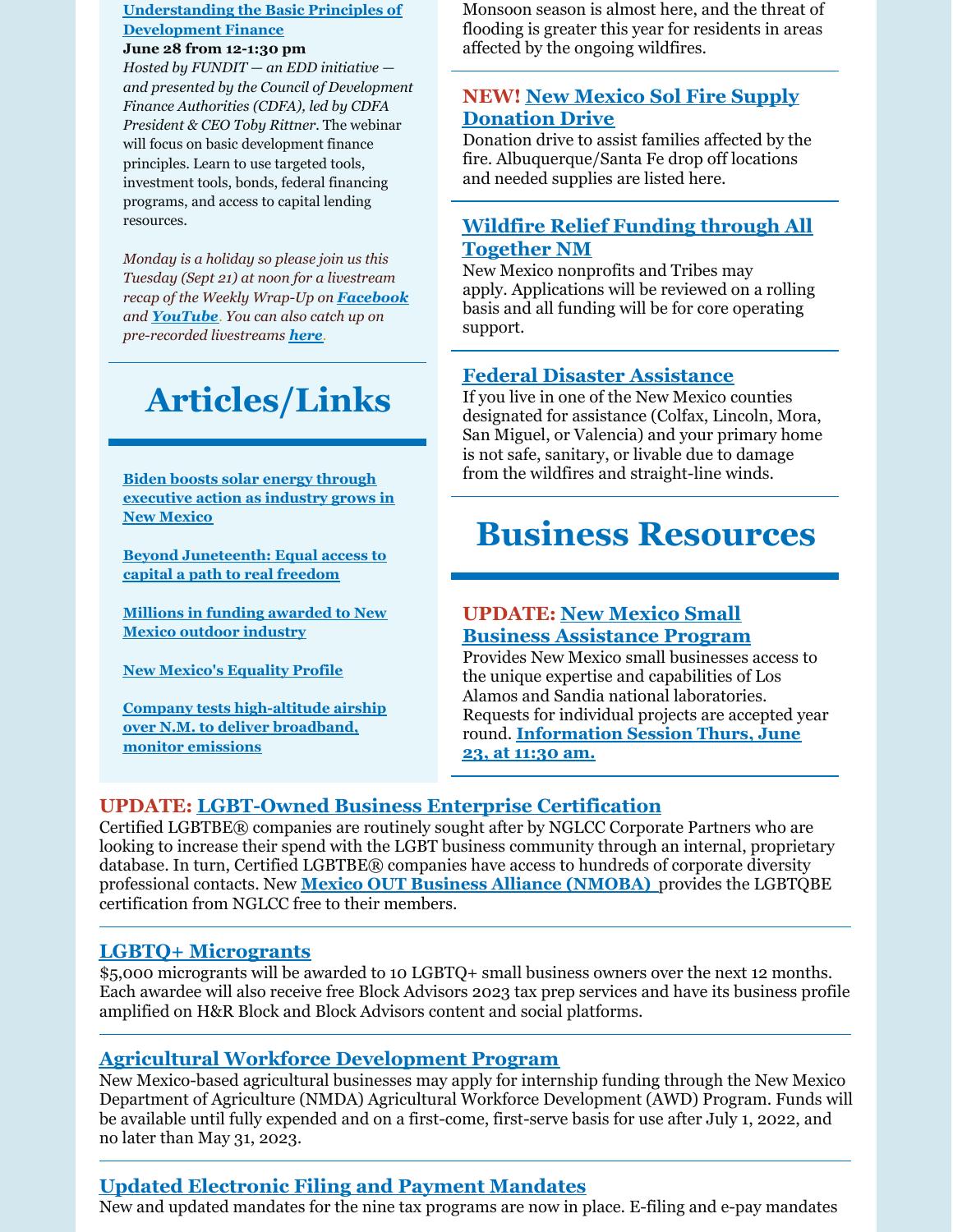**Understanding the Basic Principles of Development Finance**
**June 28 from 12-1:30 pm**
*Hosted by FUNDIT — an EDD initiative — and presented by the Council of Development Finance Authorities (CDFA), led by CDFA President & CEO Toby Rittner*. The webinar will focus on basic development finance principles. Learn to use targeted tools, investment tools, bonds, federal financing programs, and access to capital lending resources.

*Monday is a holiday so please join us this Tuesday (Sept 21) at noon for a livestream recap of the Weekly Wrap-Up on **Facebook** and **YouTube**. You can also catch up on pre-recorded livestreams **here**.*

# Articles/Links

**Biden boosts solar energy through executive action as industry grows in New Mexico**

**Beyond Juneteenth: Equal access to capital a path to real freedom**

**Millions in funding awarded to New Mexico outdoor industry**

**New Mexico's Equality Profile**

**Company tests high-altitude airship over N.M. to deliver broadband, monitor emissions**

Monsoon season is almost here, and the threat of flooding is greater this year for residents in areas affected by the ongoing wildfires.

## NEW! New Mexico Sol Fire Supply Donation Drive

Donation drive to assist families affected by the fire. Albuquerque/Santa Fe drop off locations and needed supplies are listed here.

## Wildfire Relief Funding through All Together NM

New Mexico nonprofits and Tribes may apply. Applications will be reviewed on a rolling basis and all funding will be for core operating support.

## Federal Disaster Assistance

If you live in one of the New Mexico counties designated for assistance (Colfax, Lincoln, Mora, San Miguel, or Valencia) and your primary home is not safe, sanitary, or livable due to damage from the wildfires and straight-line winds.

# Business Resources

## UPDATE: New Mexico Small Business Assistance Program

Provides New Mexico small businesses access to the unique expertise and capabilities of Los Alamos and Sandia national laboratories. Requests for individual projects are accepted year round. **Information Session Thurs, June 23, at 11:30 am.**

## UPDATE: LGBT-Owned Business Enterprise Certification

Certified LGBTBE® companies are routinely sought after by NGLCC Corporate Partners who are looking to increase their spend with the LGBT business community through an internal, proprietary database. In turn, Certified LGBTBE® companies have access to hundreds of corporate diversity professional contacts. New **Mexico OUT Business Alliance (NMOBA)** provides the LGBTQBE certification from NGLCC free to their members.

## LGBTQ+ Microgrants

$5,000 micrograants will be awarded to 10 LGBTQ+ small business owners over the next 12 months. Each awardee will also receive free Block Advisors 2023 tax prep services and have its business profile amplified on H&R Block and Block Advisors content and social platforms.

## Agricultural Workforce Development Program

New Mexico-based agricultural businesses may apply for internship funding through the New Mexico Department of Agriculture (NMDA) Agricultural Workforce Development (AWD) Program. Funds will be available until fully expended and on a first-come, first-serve basis for use after July 1, 2022, and no later than May 31, 2023.

## Updated Electronic Filing and Payment Mandates

New and updated mandates for the nine tax programs are now in place. E-filing and e-pay mandates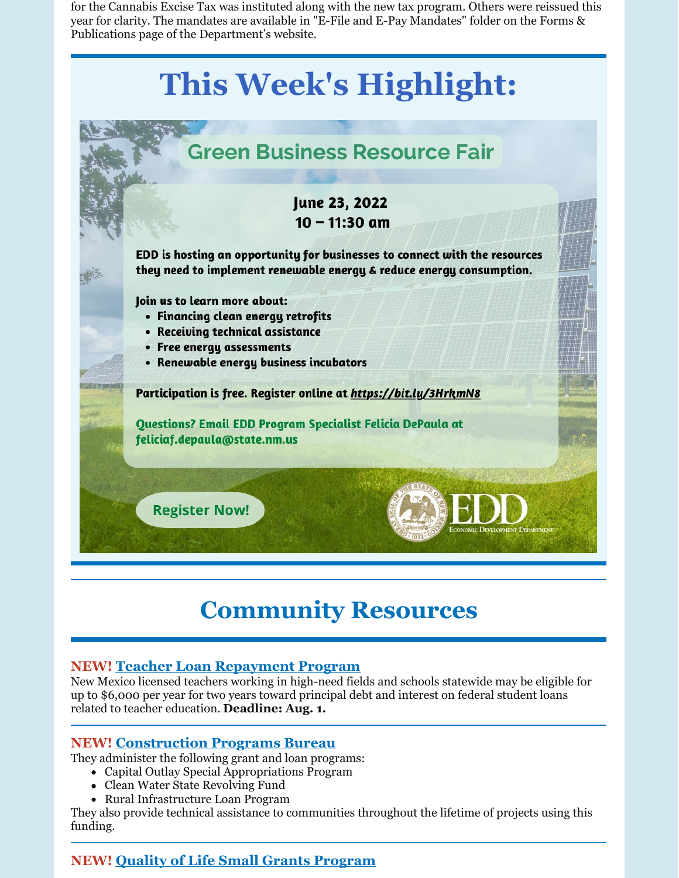for the Cannabis Excise Tax was instituted along with the new tax program. Others were reissued this year for clarity. The mandates are available in "E-File and E-Pay Mandates" folder on the Forms & Publications page of the Department's website.

# This Week's Highlight:

## Green Business Resource Fair

**June 23, 2022**
**10 – 11:30 am**

**EDD is hosting an opportunity for businesses to connect with the resources they need to implement renewable energy & reduce energy consumption.**

**Join us to learn more about:**

- **Financing clean energy retrofits**
- **Receiving technical assistance**
- **Free energy assessments**
- **Renewable energy business incubators**

**Participation is free. Register online at *https://bit.ly/3HrkmN8***

**Questions? Email EDD Program Specialist Felicia DePaula at feliciaf.depaula@state.nm.us**

Register Now!

EDD Economic Development Department

# Community Resources

### NEW! Teacher Loan Repayment Program

New Mexico licensed teachers working in high-need fields and schools statewide may be eligible for up to $6,000 per year for two years toward principal debt and interest on federal student loans related to teacher education. **Deadline: Aug. 1.**

### NEW! Construction Programs Bureau

They administer the following grant and loan programs:

- Capital Outlay Special Appropriations Program
- Clean Water State Revolving Fund
- Rural Infrastructure Loan Program

They also provide technical assistance to communities throughout the lifetime of projects using this funding.

### NEW! Quality of Life Small Grants Program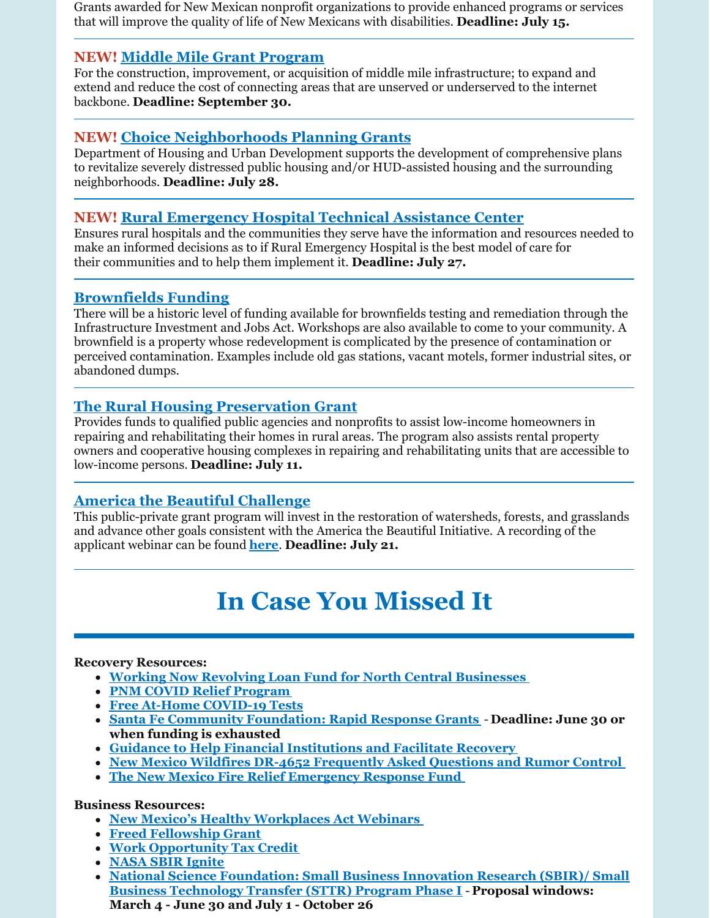Grants awarded for New Mexican nonprofit organizations to provide enhanced programs or services that will improve the quality of life of New Mexicans with disabilities. **Deadline: July 15.**

---

### NEW! Middle Mile Grant Program

For the construction, improvement, or acquisition of middle mile infrastructure; to expand and extend and reduce the cost of connecting areas that are unserved or underserved to the internet backbone. **Deadline: September 30.**

---

### NEW! Choice Neighborhoods Planning Grants

Department of Housing and Urban Development supports the development of comprehensive plans to revitalize severely distressed public housing and/or HUD-assisted housing and the surrounding neighborhoods. **Deadline: July 28.**

---

### NEW! Rural Emergency Hospital Technical Assistance Center

Ensures rural hospitals and the communities they serve have the information and resources needed to make an informed decisions as to if Rural Emergency Hospital is the best model of care for their communities and to help them implement it. **Deadline: July 27.**

---

### Brownfields Funding

There will be a historic level of funding available for brownfields testing and remediation through the Infrastructure Investment and Jobs Act. Workshops are also available to come to your community. A brownfield is a property whose redevelopment is complicated by the presence of contamination or perceived contamination. Examples include old gas stations, vacant motels, former industrial sites, or abandoned dumps.

---

### The Rural Housing Preservation Grant

Provides funds to qualified public agencies and nonprofits to assist low-income homeowners in repairing and rehabilitating their homes in rural areas. The program also assists rental property owners and cooperative housing complexes in repairing and rehabilitating units that are accessible to low-income persons. **Deadline: July 11.**

---

### America the Beautiful Challenge

This public-private grant program will invest in the restoration of watersheds, forests, and grasslands and advance other goals consistent with the America the Beautiful Initiative. A recording of the applicant webinar can be found here. **Deadline: July 21.**

---

# In Case You Missed It

**Recovery Resources:**

- Working Now Revolving Loan Fund for North Central Businesses
- PNM COVID Relief Program
- Free At-Home COVID-19 Tests
- Santa Fe Community Foundation: Rapid Response Grants - **Deadline: June 30 or when funding is exhausted**
- Guidance to Help Financial Institutions and Facilitate Recovery
- New Mexico Wildfires DR-4652 Frequently Asked Questions and Rumor Control
- The New Mexico Fire Relief Emergency Response Fund

**Business Resources:**

- New Mexico's Healthy Workplaces Act Webinars
- Freed Fellowship Grant
- Work Opportunity Tax Credit
- NASA SBIR Ignite
- National Science Foundation: Small Business Innovation Research (SBIR)/ Small Business Technology Transfer (STTR) Program Phase I - **Proposal windows: March 4 - June 30 and July 1 - October 26**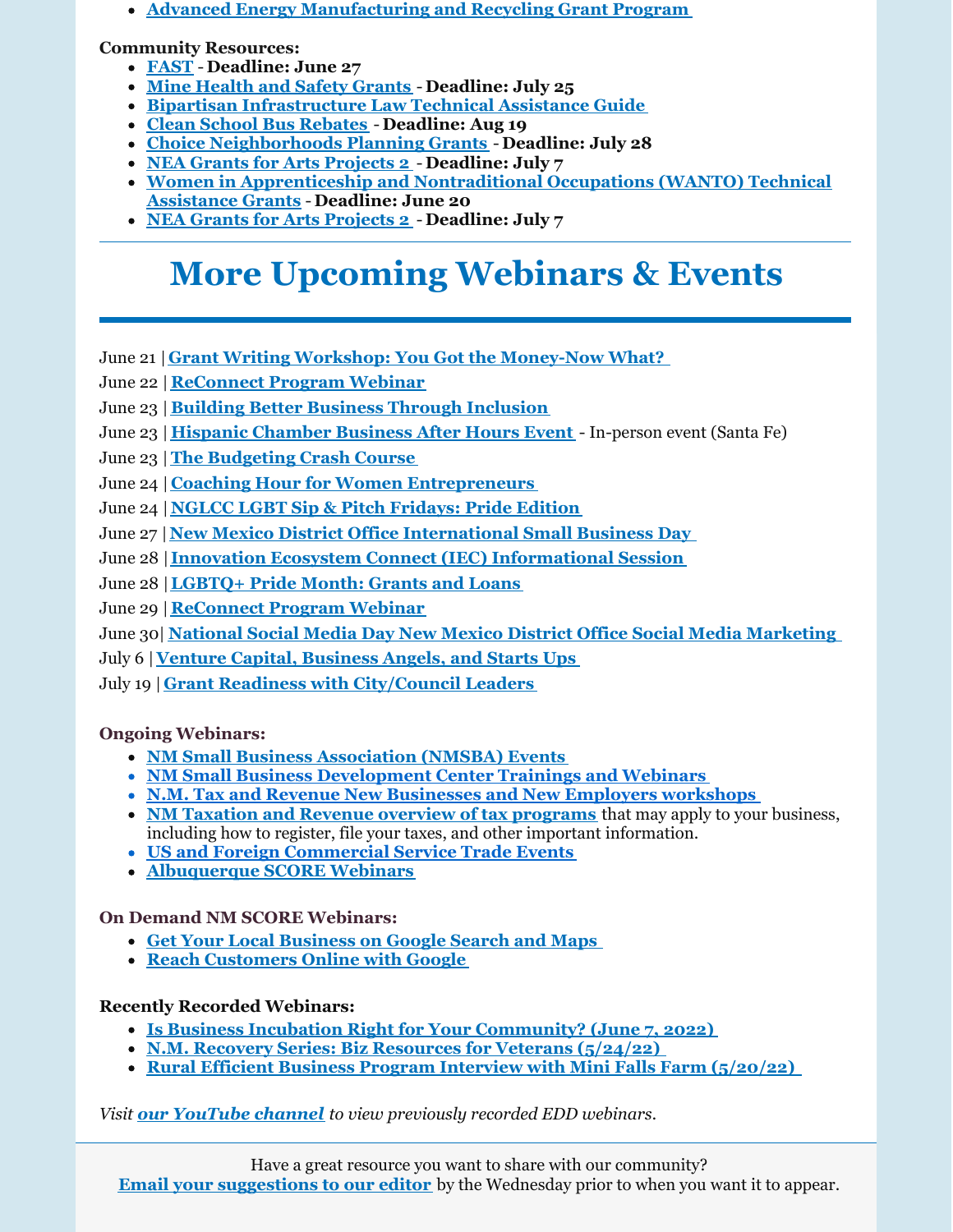- **Advanced Energy Manufacturing and Recycling Grant Program**

**Community Resources:**

- **FAST - Deadline: June 27**
- **Mine Health and Safety Grants - Deadline: July 25**
- **Bipartisan Infrastructure Law Technical Assistance Guide**
- **Clean School Bus Rebates - Deadline: Aug 19**
- **Choice Neighborhoods Planning Grants - Deadline: July 28**
- **NEA Grants for Arts Projects 2 - Deadline: July 7**
- **Women in Apprenticeship and Nontraditional Occupations (WANTO) Technical Assistance Grants - Deadline: June 20**
- **NEA Grants for Arts Projects 2 - Deadline: July 7**

---

# More Upcoming Webinars & Events

June 21 | **Grant Writing Workshop: You Got the Money-Now What?**

June 22 | **ReConnect Program Webinar**

June 23 | **Building Better Business Through Inclusion**

June 23 | **Hispanic Chamber Business After Hours Event** - In-person event (Santa Fe)

June 23 | **The Budgeting Crash Course**

June 24 | **Coaching Hour for Women Entrepreneurs**

June 24 | **NGLCC LGBT Sip & Pitch Fridays: Pride Edition**

June 27 | **New Mexico District Office International Small Business Day**

June 28 | **Innovation Ecosystem Connect (IEC) Informational Session**

June 28 | **LGBTQ+ Pride Month: Grants and Loans**

June 29 | **ReConnect Program Webinar**

June 30| **National Social Media Day New Mexico District Office Social Media Marketing**

July 6 | **Venture Capital, Business Angels, and Starts Ups**

July 19 | **Grant Readiness with City/Council Leaders**

**Ongoing Webinars:**

- **NM Small Business Association (NMSBA) Events**
- **NM Small Business Development Center Trainings and Webinars**
- **N.M. Tax and Revenue New Businesses and New Employers workshops**
- **NM Taxation and Revenue overview of tax programs** that may apply to your business, including how to register, file your taxes, and other important information.
- **US and Foreign Commercial Service Trade Events**
- **Albuquerque SCORE Webinars**

**On Demand NM SCORE Webinars:**

- **Get Your Local Business on Google Search and Maps**
- **Reach Customers Online with Google**

**Recently Recorded Webinars:**

- **Is Business Incubation Right for Your Community? (June 7, 2022)**
- **N.M. Recovery Series: Biz Resources for Veterans (5/24/22)**
- **Rural Efficient Business Program Interview with Mini Falls Farm (5/20/22)**

*Visit **our YouTube channel** to view previously recorded EDD webinars.*

---

Have a great resource you want to share with our community?
**Email your suggestions to our editor** by the Wednesday prior to when you want it to appear.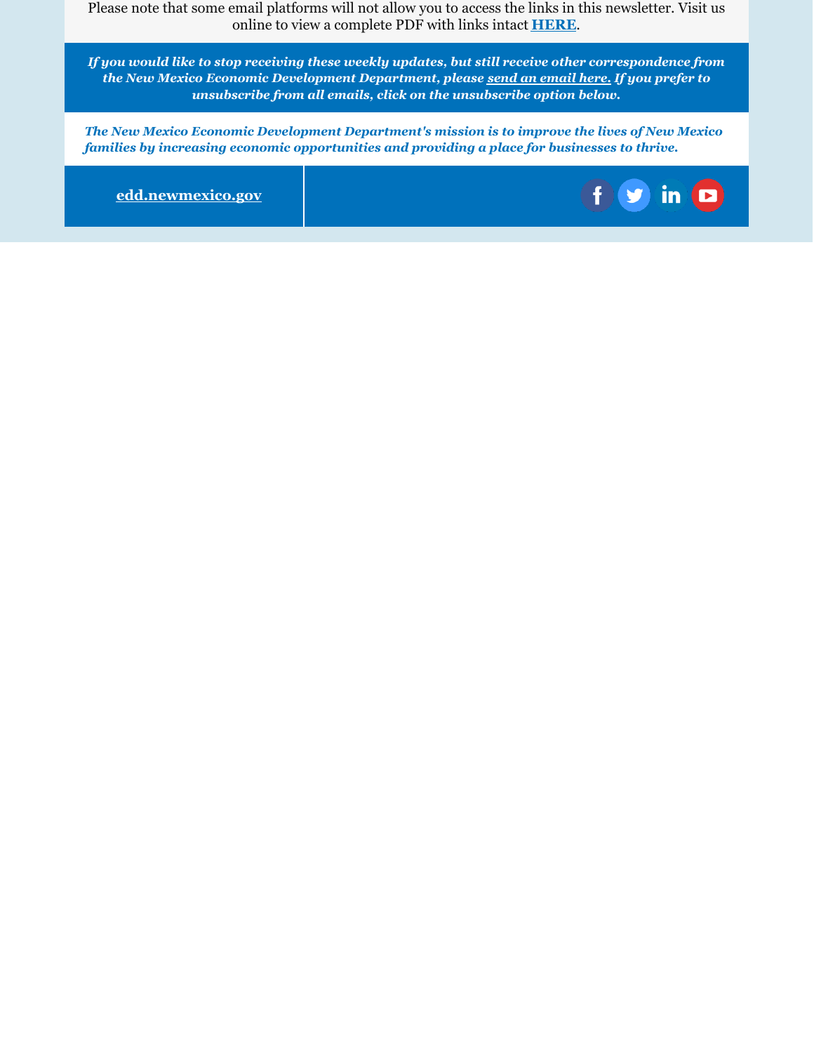Please note that some email platforms will not allow you to access the links in this newsletter. Visit us online to view a complete PDF with links intact **HERE**.

***If you would like to stop receiving these weekly updates, but still receive other correspondence from the New Mexico Economic Development Department, please send an email here. If you prefer to unsubscribe from all emails, click on the unsubscribe option below.***

***The New Mexico Economic Development Department's mission is to improve the lives of New Mexico families by increasing economic opportunities and providing a place for businesses to thrive.***

**edd.newmexico.gov**